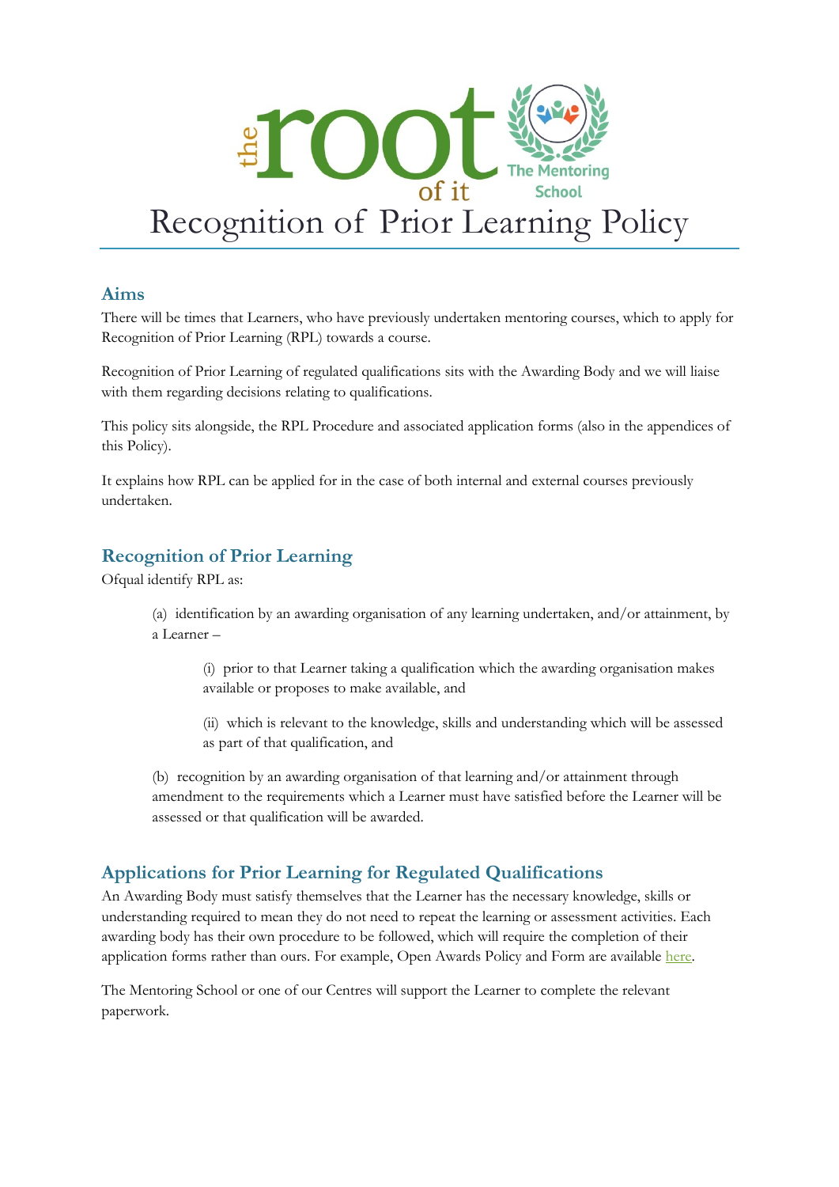# Recognition of Prior Learning Policy

## Aims

There will be times that Learners, who have previously undertaken mentoring courses, which to apply for Recognition of Prior Learning (RPL) towards a course.

Recognition of Prior Learning of regulated qualifications sits with the Awarding Body and we will liaise with them regarding decisions relating to qualifications.

This policy sits alongside, the RPL Procedure and associated application forms (also in the appendices of this Policy).

It explains how RPL can be applied for in the case of both internal and external courses previously undertaken.

## Recognition of Prior Learning

Ofqual identify RPL as:

> (a) identification by an awarding organisation of any learning undertaken, and/or attainment, by a Learner –
>
> > (i) prior to that Learner taking a qualification which the awarding organisation makes available or proposes to make available, and
> >
> > (ii) which is relevant to the knowledge, skills and understanding which will be assessed as part of that qualification, and
>
> (b) recognition by an awarding organisation of that learning and/or attainment through amendment to the requirements which a Learner must have satisfied before the Learner will be assessed or that qualification will be awarded.

## Applications for Prior Learning for Regulated Qualifications

An Awarding Body must satisfy themselves that the Learner has the necessary knowledge, skills or understanding required to mean they do not need to repeat the learning or assessment activities. Each awarding body has their own procedure to be followed, which will require the completion of their application forms rather than ours. For example, Open Awards Policy and Form are available here.

The Mentoring School or one of our Centres will support the Learner to complete the relevant paperwork.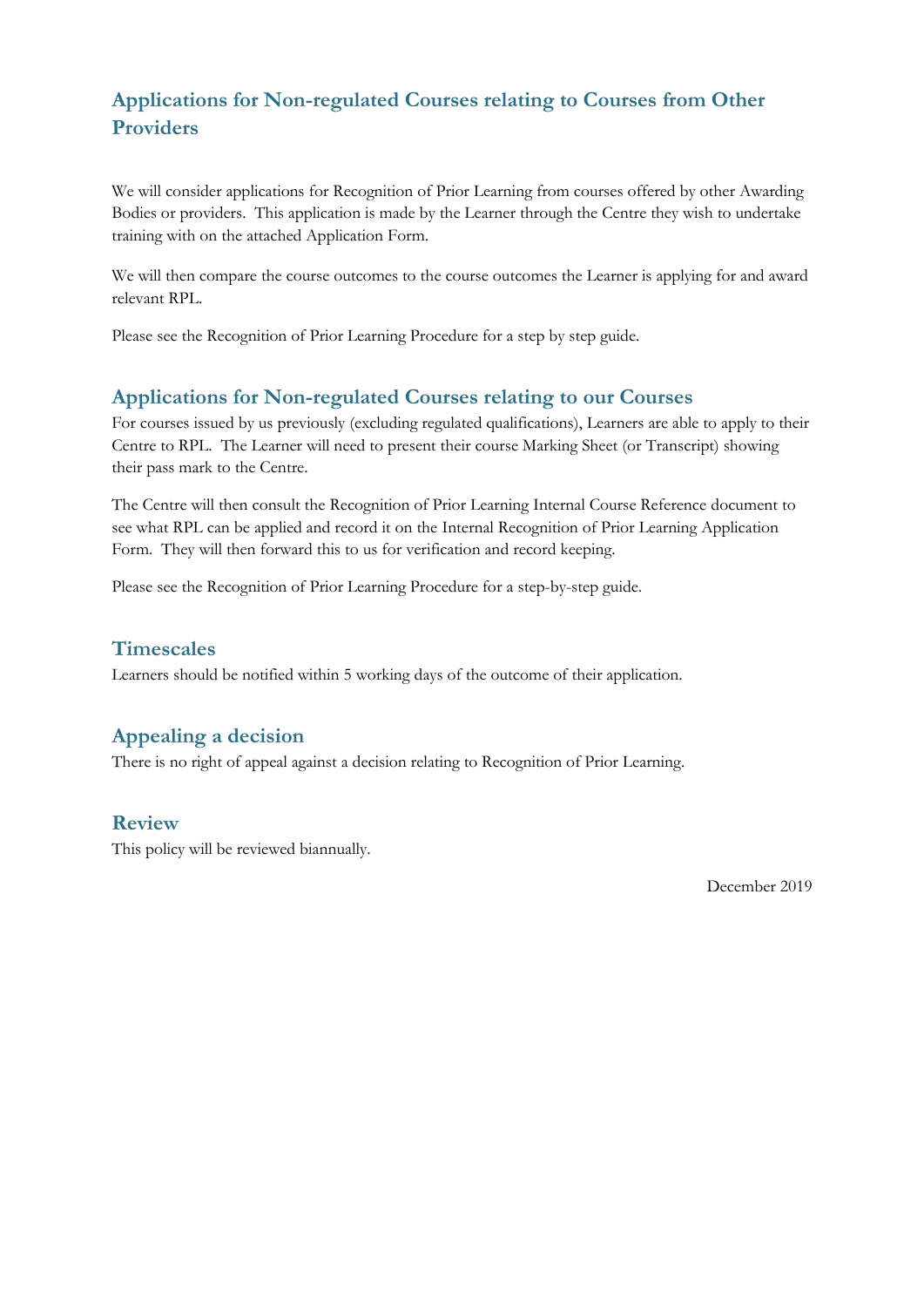## Applications for Non-regulated Courses relating to Courses from Other Providers

We will consider applications for Recognition of Prior Learning from courses offered by other Awarding Bodies or providers. This application is made by the Learner through the Centre they wish to undertake training with on the attached Application Form.

We will then compare the course outcomes to the course outcomes the Learner is applying for and award relevant RPL.

Please see the Recognition of Prior Learning Procedure for a step by step guide.

## Applications for Non-regulated Courses relating to our Courses

For courses issued by us previously (excluding regulated qualifications), Learners are able to apply to their Centre to RPL. The Learner will need to present their course Marking Sheet (or Transcript) showing their pass mark to the Centre.

The Centre will then consult the Recognition of Prior Learning Internal Course Reference document to see what RPL can be applied and record it on the Internal Recognition of Prior Learning Application Form. They will then forward this to us for verification and record keeping.

Please see the Recognition of Prior Learning Procedure for a step-by-step guide.

## Timescales

Learners should be notified within 5 working days of the outcome of their application.

## Appealing a decision

There is no right of appeal against a decision relating to Recognition of Prior Learning.

## Review

This policy will be reviewed biannually.

December 2019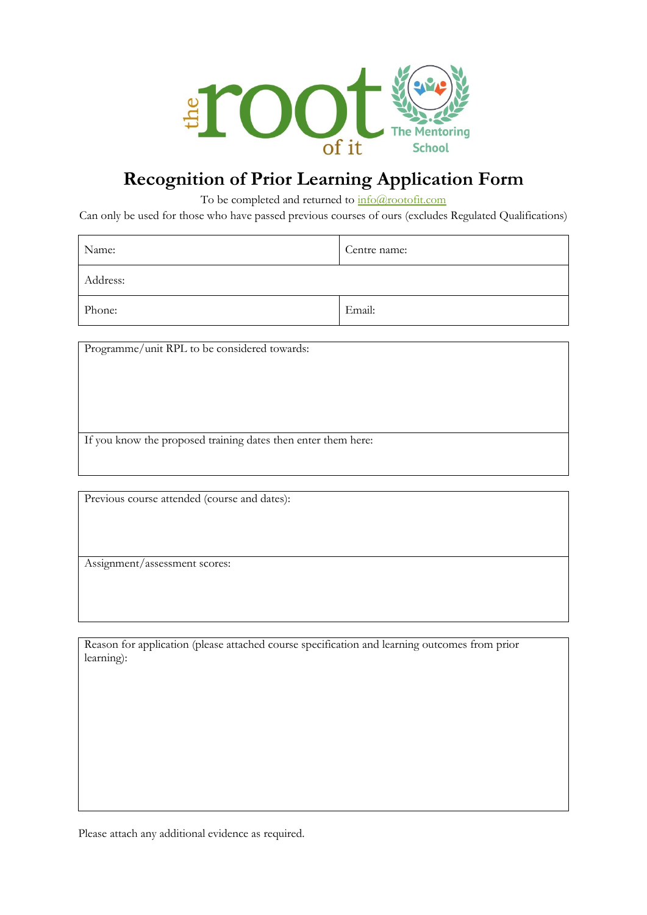# Recognition of Prior Learning Application Form

To be completed and returned to info@rootofit.com

Can only be used for those who have passed previous courses of ours (excludes Regulated Qualifications)

| Name: | Centre name: |
|---|---|
| Address: | |
| Phone: | Email: |

| Programme/unit RPL to be considered towards: |
|---|
| If you know the proposed training dates then enter them here: |

| Previous course attended (course and dates): |
|---|
| Assignment/assessment scores: |

| Reason for application (please attached course specification and learning outcomes from prior learning): |
|---|

Please attach any additional evidence as required.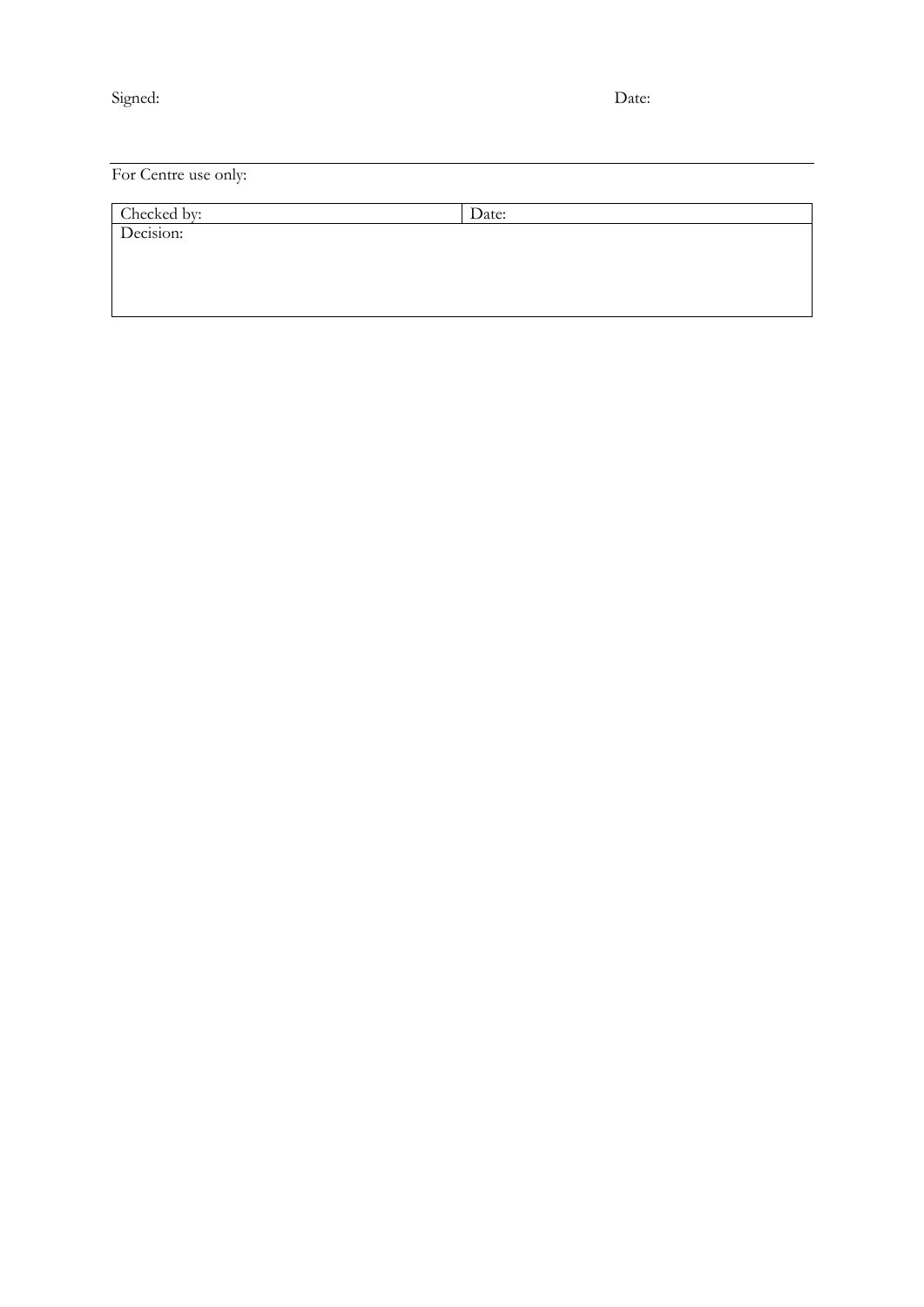Signed: Date:

---

For Centre use only:

| Checked by: | Date: |
|---|---|
| Decision: | |